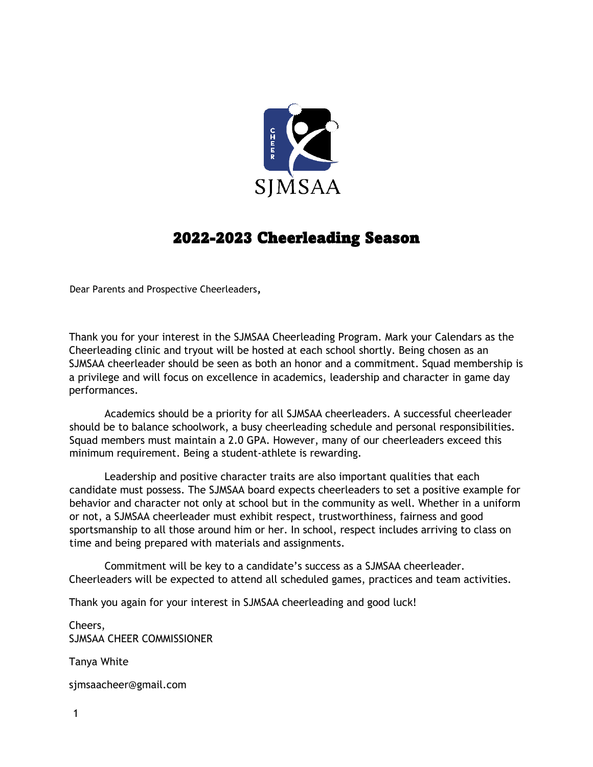# 2022-2023 Cheerleading Season

Dear Parents and Prospective Cheerleaders,

Thank you for your interest in the SJMSAA Cheerleading Program. Mark your Calendars as the Cheerleading clinic and tryout will be hosted at each school shortly. Being chosen as an SJMSAA cheerleader should be seen as both an honor and a commitment. Squad membership is a privilege and will focus on excellence in academics, leadership and character in game day performances.

Academics should be a priority for all SJMSAA cheerleaders. A successful cheerleader should be to balance schoolwork, a busy cheerleading schedule and personal responsibilities. Squad members must maintain a 2.0 GPA. However, many of our cheerleaders exceed this minimum requirement. Being a student-athlete is rewarding.

Leadership and positive character traits are also important qualities that each candidate must possess. The SJMSAA board expects cheerleaders to set a positive example for behavior and character not only at school but in the community as well. Whether in a uniform or not, a SJMSAA cheerleader must exhibit respect, trustworthiness, fairness and good sportsmanship to all those around him or her. In school, respect includes arriving to class on time and being prepared with materials and assignments.

Commitment will be key to a candidate's success as a SJMSAA cheerleader. Cheerleaders will be expected to attend all scheduled games, practices and team activities.

Thank you again for your interest in SJMSAA cheerleading and good luck!

Cheers,
SJMSAA CHEER COMMISSIONER

Tanya White

sjmsaacheer@gmail.com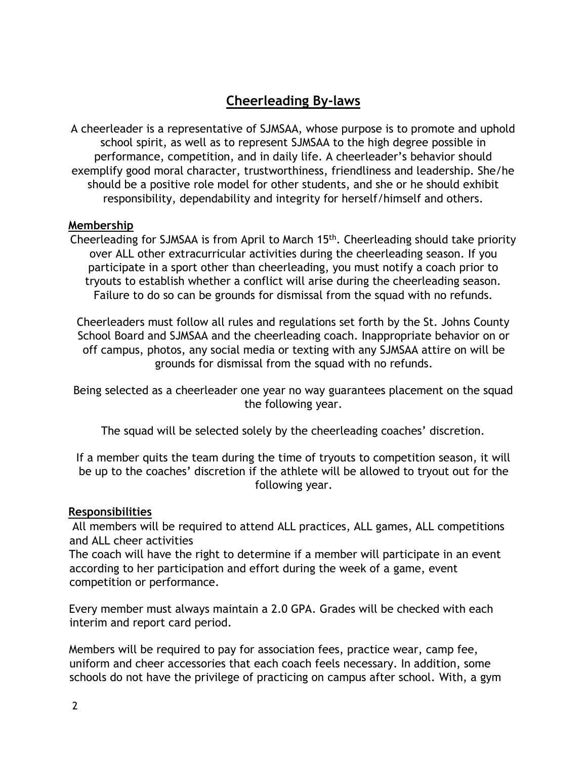# Cheerleading By-laws

A cheerleader is a representative of SJMSAA, whose purpose is to promote and uphold school spirit, as well as to represent SJMSAA to the high degree possible in performance, competition, and in daily life. A cheerleader's behavior should exemplify good moral character, trustworthiness, friendliness and leadership. She/he should be a positive role model for other students, and she or he should exhibit responsibility, dependability and integrity for herself/himself and others.

## Membership

Cheerleading for SJMSAA is from April to March 15th. Cheerleading should take priority over ALL other extracurricular activities during the cheerleading season. If you participate in a sport other than cheerleading, you must notify a coach prior to tryouts to establish whether a conflict will arise during the cheerleading season. Failure to do so can be grounds for dismissal from the squad with no refunds.

Cheerleaders must follow all rules and regulations set forth by the St. Johns County School Board and SJMSAA and the cheerleading coach. Inappropriate behavior on or off campus, photos, any social media or texting with any SJMSAA attire on will be grounds for dismissal from the squad with no refunds.

Being selected as a cheerleader one year no way guarantees placement on the squad the following year.

The squad will be selected solely by the cheerleading coaches' discretion.

If a member quits the team during the time of tryouts to competition season, it will be up to the coaches' discretion if the athlete will be allowed to tryout out for the following year.

## Responsibilities

All members will be required to attend ALL practices, ALL games, ALL competitions and ALL cheer activities
The coach will have the right to determine if a member will participate in an event according to her participation and effort during the week of a game, event competition or performance.

Every member must always maintain a 2.0 GPA. Grades will be checked with each interim and report card period.

Members will be required to pay for association fees, practice wear, camp fee, uniform and cheer accessories that each coach feels necessary. In addition, some schools do not have the privilege of practicing on campus after school. With, a gym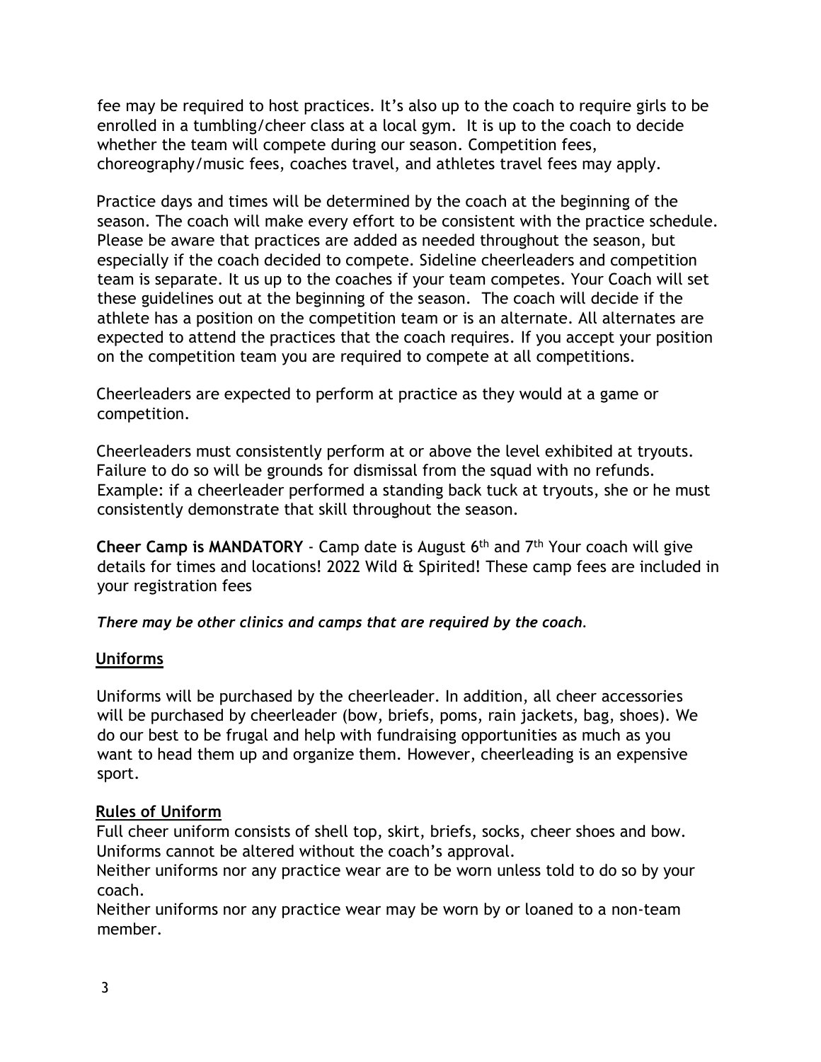fee may be required to host practices. It's also up to the coach to require girls to be enrolled in a tumbling/cheer class at a local gym. It is up to the coach to decide whether the team will compete during our season. Competition fees, choreography/music fees, coaches travel, and athletes travel fees may apply.

Practice days and times will be determined by the coach at the beginning of the season. The coach will make every effort to be consistent with the practice schedule. Please be aware that practices are added as needed throughout the season, but especially if the coach decided to compete. Sideline cheerleaders and competition team is separate. It us up to the coaches if your team competes. Your Coach will set these guidelines out at the beginning of the season. The coach will decide if the athlete has a position on the competition team or is an alternate. All alternates are expected to attend the practices that the coach requires. If you accept your position on the competition team you are required to compete at all competitions.

Cheerleaders are expected to perform at practice as they would at a game or competition.

Cheerleaders must consistently perform at or above the level exhibited at tryouts. Failure to do so will be grounds for dismissal from the squad with no refunds. Example: if a cheerleader performed a standing back tuck at tryouts, she or he must consistently demonstrate that skill throughout the season.

**Cheer Camp is MANDATORY** - Camp date is August 6th and 7th Your coach will give details for times and locations! 2022 Wild & Spirited! These camp fees are included in your registration fees

***There may be other clinics and camps that are required by the coach.***

## Uniforms

Uniforms will be purchased by the cheerleader. In addition, all cheer accessories will be purchased by cheerleader (bow, briefs, poms, rain jackets, bag, shoes). We do our best to be frugal and help with fundraising opportunities as much as you want to head them up and organize them. However, cheerleading is an expensive sport.

## Rules of Uniform

Full cheer uniform consists of shell top, skirt, briefs, socks, cheer shoes and bow.
Uniforms cannot be altered without the coach's approval.
Neither uniforms nor any practice wear are to be worn unless told to do so by your coach.
Neither uniforms nor any practice wear may be worn by or loaned to a non-team member.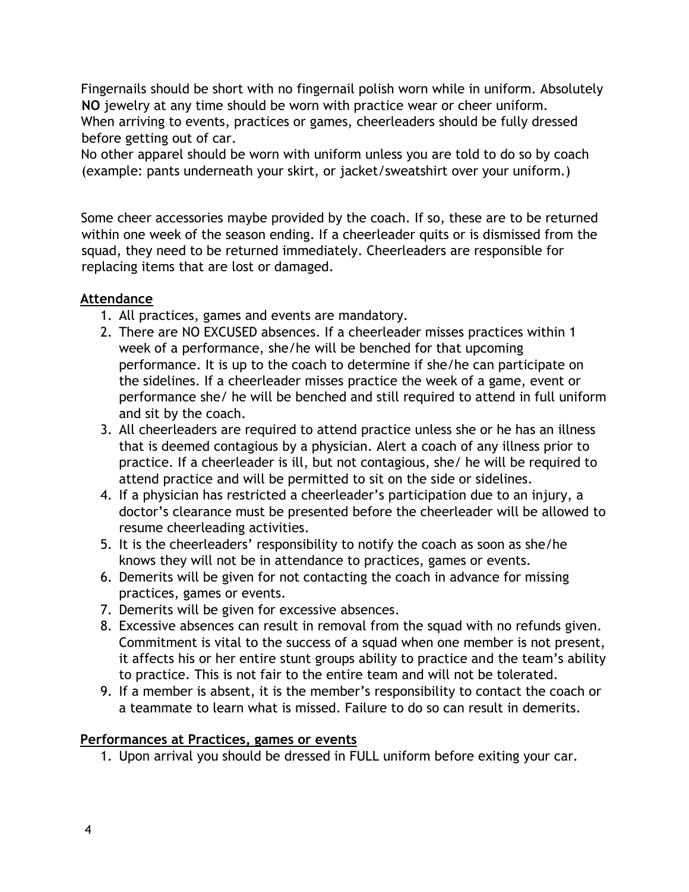Fingernails should be short with no fingernail polish worn while in uniform. Absolutely **NO** jewelry at any time should be worn with practice wear or cheer uniform.
When arriving to events, practices or games, cheerleaders should be fully dressed before getting out of car.
No other apparel should be worn with uniform unless you are told to do so by coach (example: pants underneath your skirt, or jacket/sweatshirt over your uniform.)

Some cheer accessories maybe provided by the coach. If so, these are to be returned within one week of the season ending. If a cheerleader quits or is dismissed from the squad, they need to be returned immediately. Cheerleaders are responsible for replacing items that are lost or damaged.

**<u>Attendance</u>**

1. All practices, games and events are mandatory.
2. There are NO EXCUSED absences. If a cheerleader misses practices within 1 week of a performance, she/he will be benched for that upcoming performance. It is up to the coach to determine if she/he can participate on the sidelines. If a cheerleader misses practice the week of a game, event or performance she/ he will be benched and still required to attend in full uniform and sit by the coach.
3. All cheerleaders are required to attend practice unless she or he has an illness that is deemed contagious by a physician. Alert a coach of any illness prior to practice. If a cheerleader is ill, but not contagious, she/ he will be required to attend practice and will be permitted to sit on the side or sidelines.
4. If a physician has restricted a cheerleader's participation due to an injury, a doctor's clearance must be presented before the cheerleader will be allowed to resume cheerleading activities.
5. It is the cheerleaders' responsibility to notify the coach as soon as she/he knows they will not be in attendance to practices, games or events.
6. Demerits will be given for not contacting the coach in advance for missing practices, games or events.
7. Demerits will be given for excessive absences.
8. Excessive absences can result in removal from the squad with no refunds given. Commitment is vital to the success of a squad when one member is not present, it affects his or her entire stunt groups ability to practice and the team's ability to practice. This is not fair to the entire team and will not be tolerated.
9. If a member is absent, it is the member's responsibility to contact the coach or a teammate to learn what is missed. Failure to do so can result in demerits.

**<u>Performances at Practices, games or events</u>**

1. Upon arrival you should be dressed in FULL uniform before exiting your car.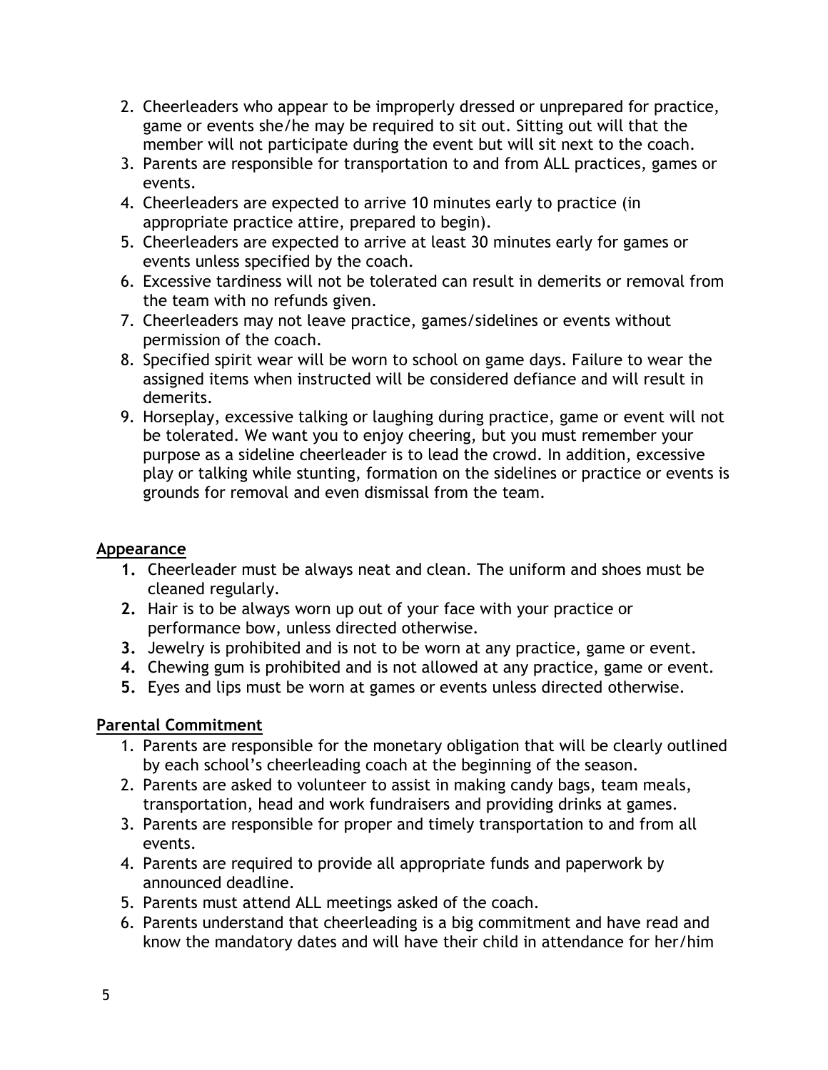2. Cheerleaders who appear to be improperly dressed or unprepared for practice, game or events she/he may be required to sit out. Sitting out will that the member will not participate during the event but will sit next to the coach.
3. Parents are responsible for transportation to and from ALL practices, games or events.
4. Cheerleaders are expected to arrive 10 minutes early to practice (in appropriate practice attire, prepared to begin).
5. Cheerleaders are expected to arrive at least 30 minutes early for games or events unless specified by the coach.
6. Excessive tardiness will not be tolerated can result in demerits or removal from the team with no refunds given.
7. Cheerleaders may not leave practice, games/sidelines or events without permission of the coach.
8. Specified spirit wear will be worn to school on game days. Failure to wear the assigned items when instructed will be considered defiance and will result in demerits.
9. Horseplay, excessive talking or laughing during practice, game or event will not be tolerated. We want you to enjoy cheering, but you must remember your purpose as a sideline cheerleader is to lead the crowd. In addition, excessive play or talking while stunting, formation on the sidelines or practice or events is grounds for removal and even dismissal from the team.

## Appearance

1. Cheerleader must be always neat and clean. The uniform and shoes must be cleaned regularly.
2. Hair is to be always worn up out of your face with your practice or performance bow, unless directed otherwise.
3. Jewelry is prohibited and is not to be worn at any practice, game or event.
4. Chewing gum is prohibited and is not allowed at any practice, game or event.
5. Eyes and lips must be worn at games or events unless directed otherwise.

## Parental Commitment

1. Parents are responsible for the monetary obligation that will be clearly outlined by each school's cheerleading coach at the beginning of the season.
2. Parents are asked to volunteer to assist in making candy bags, team meals, transportation, head and work fundraisers and providing drinks at games.
3. Parents are responsible for proper and timely transportation to and from all events.
4. Parents are required to provide all appropriate funds and paperwork by announced deadline.
5. Parents must attend ALL meetings asked of the coach.
6. Parents understand that cheerleading is a big commitment and have read and know the mandatory dates and will have their child in attendance for her/him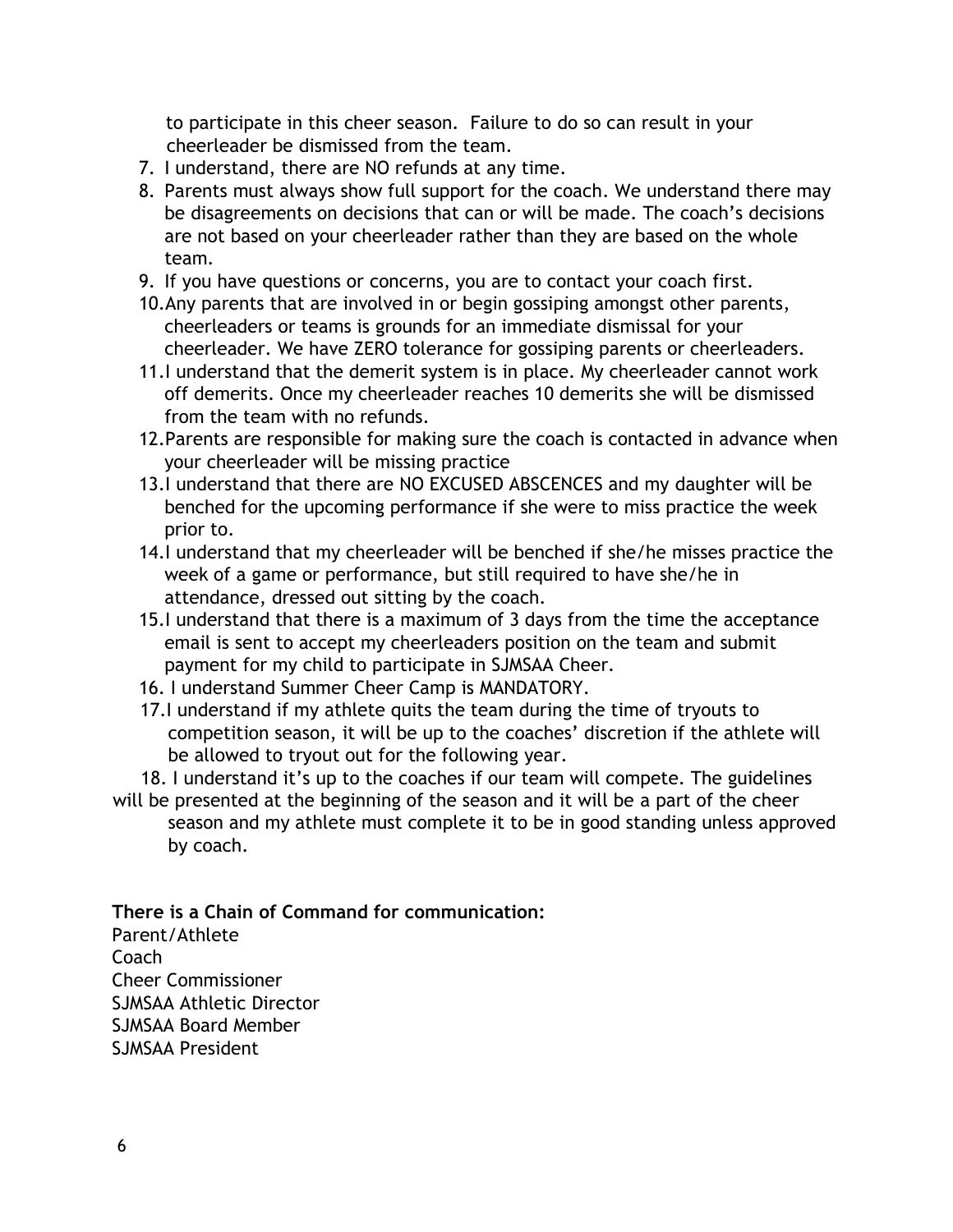to participate in this cheer season. Failure to do so can result in your cheerleader be dismissed from the team.

7. I understand, there are NO refunds at any time.
8. Parents must always show full support for the coach. We understand there may be disagreements on decisions that can or will be made. The coach's decisions are not based on your cheerleader rather than they are based on the whole team.
9. If you have questions or concerns, you are to contact your coach first.
10. Any parents that are involved in or begin gossiping amongst other parents, cheerleaders or teams is grounds for an immediate dismissal for your cheerleader. We have ZERO tolerance for gossiping parents or cheerleaders.
11. I understand that the demerit system is in place. My cheerleader cannot work off demerits. Once my cheerleader reaches 10 demerits she will be dismissed from the team with no refunds.
12. Parents are responsible for making sure the coach is contacted in advance when your cheerleader will be missing practice
13. I understand that there are NO EXCUSED ABSCENCES and my daughter will be benched for the upcoming performance if she were to miss practice the week prior to.
14. I understand that my cheerleader will be benched if she/he misses practice the week of a game or performance, but still required to have she/he in attendance, dressed out sitting by the coach.
15. I understand that there is a maximum of 3 days from the time the acceptance email is sent to accept my cheerleaders position on the team and submit payment for my child to participate in SJMSAA Cheer.
16. I understand Summer Cheer Camp is MANDATORY.
17. I understand if my athlete quits the team during the time of tryouts to competition season, it will be up to the coaches' discretion if the athlete will be allowed to tryout out for the following year.
18. I understand it's up to the coaches if our team will compete. The guidelines will be presented at the beginning of the season and it will be a part of the cheer season and my athlete must complete it to be in good standing unless approved by coach.

**There is a Chain of Command for communication:**

Parent/Athlete
Coach
Cheer Commissioner
SJMSAA Athletic Director
SJMSAA Board Member
SJMSAA President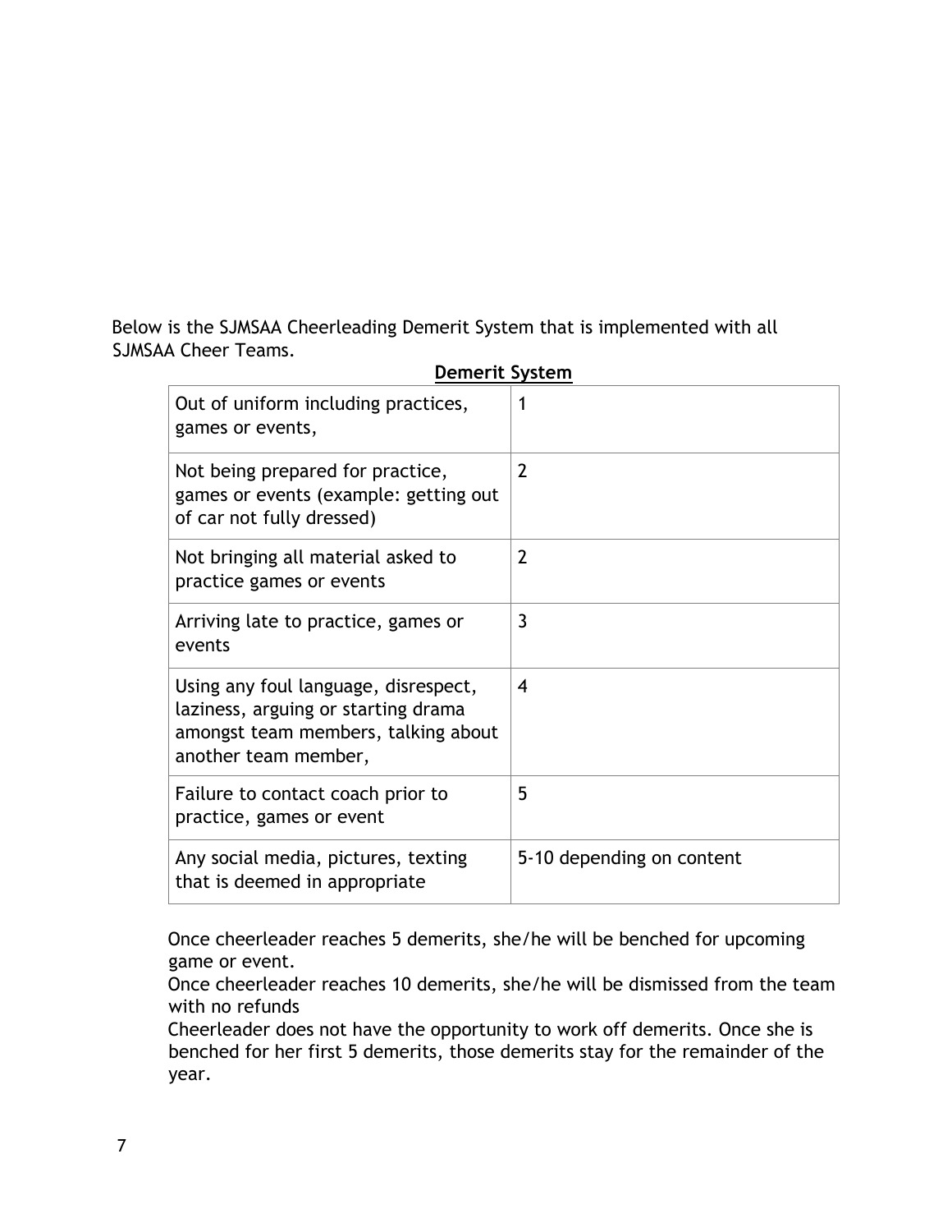Below is the SJMSAA Cheerleading Demerit System that is implemented with all SJMSAA Cheer Teams.

**Demerit System**

| | |
|---|---|
| Out of uniform including practices, games or events, | 1 |
| Not being prepared for practice, games or events (example: getting out of car not fully dressed) | 2 |
| Not bringing all material asked to practice games or events | 2 |
| Arriving late to practice, games or events | 3 |
| Using any foul language, disrespect, laziness, arguing or starting drama amongst team members, talking about another team member, | 4 |
| Failure to contact coach prior to practice, games or event | 5 |
| Any social media, pictures, texting that is deemed in appropriate | 5-10 depending on content |

Once cheerleader reaches 5 demerits, she/he will be benched for upcoming game or event.
Once cheerleader reaches 10 demerits, she/he will be dismissed from the team with no refunds
Cheerleader does not have the opportunity to work off demerits. Once she is benched for her first 5 demerits, those demerits stay for the remainder of the year.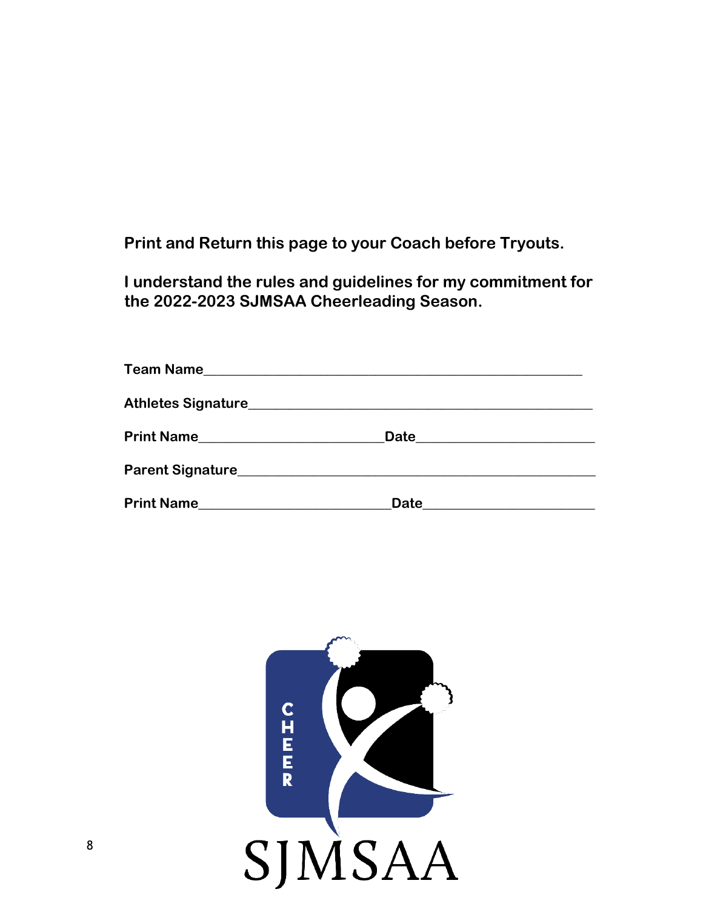**Print and Return this page to your Coach before Tryouts.**

**I understand the rules and guidelines for my commitment for the 2022-2023 SJMSAA Cheerleading Season.**

**Team Name**\_\_\_\_\_\_\_\_\_\_\_\_\_\_\_\_\_\_\_\_\_\_\_\_\_\_\_\_\_\_\_\_\_\_\_\_\_\_\_\_\_\_\_\_\_\_\_\_\_\_\_\_

**Athletes Signature**\_\_\_\_\_\_\_\_\_\_\_\_\_\_\_\_\_\_\_\_\_\_\_\_\_\_\_\_\_\_\_\_\_\_\_\_\_\_\_\_\_\_\_\_\_\_\_\_

**Print Name**\_\_\_\_\_\_\_\_\_\_\_\_\_\_\_\_\_\_\_\_\_\_\_\_\_\_ **Date**\_\_\_\_\_\_\_\_\_\_\_\_\_\_\_\_\_\_\_\_\_\_\_\_\_

**Parent Signature**\_\_\_\_\_\_\_\_\_\_\_\_\_\_\_\_\_\_\_\_\_\_\_\_\_\_\_\_\_\_\_\_\_\_\_\_\_\_\_\_\_\_\_\_\_\_\_\_\_\_

**Print Name**\_\_\_\_\_\_\_\_\_\_\_\_\_\_\_\_\_\_\_\_\_\_\_\_\_\_\_ **Date**\_\_\_\_\_\_\_\_\_\_\_\_\_\_\_\_\_\_\_\_\_\_\_\_

CHEER

SJMSAA